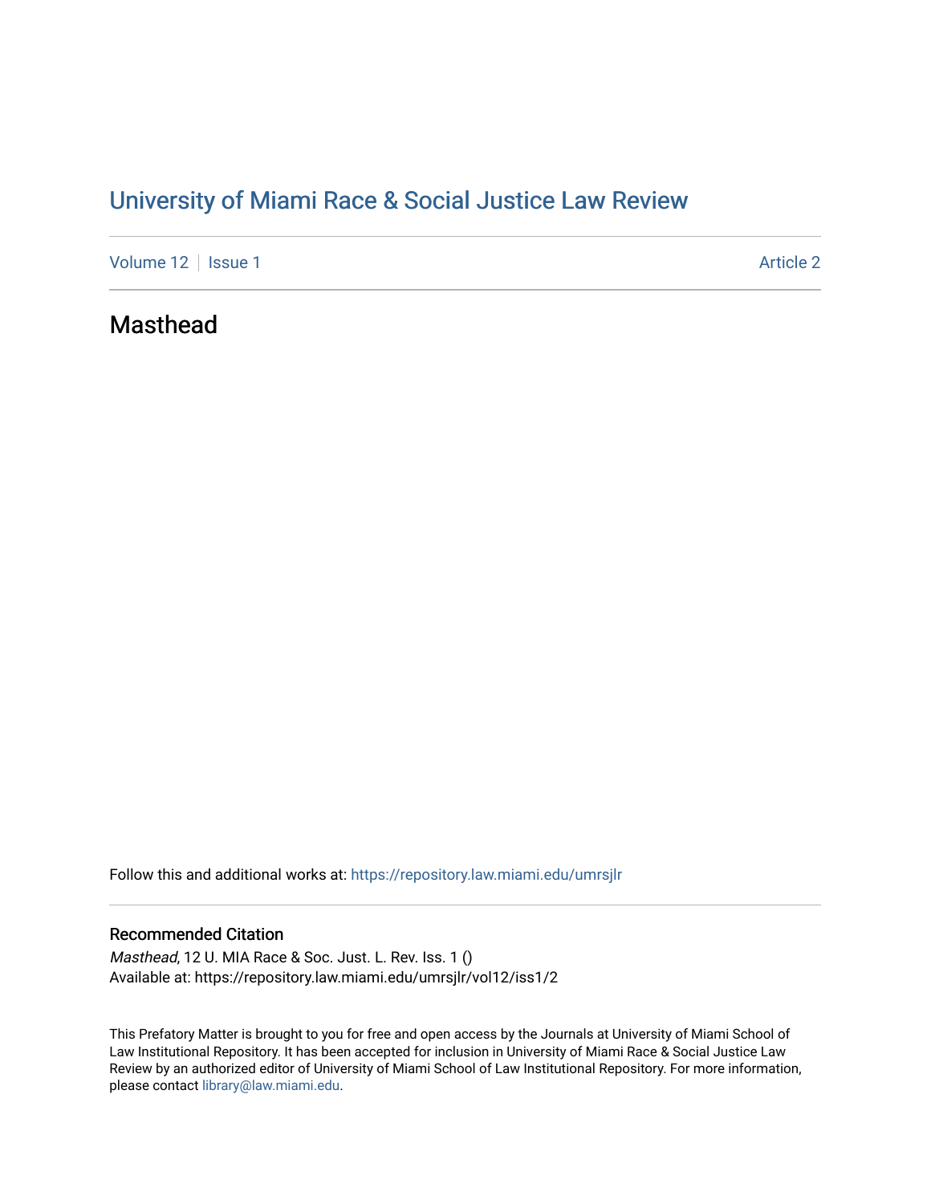# University of Miami Race & Social Justice Law Review

Volume 12 | Issue 1 Article 2

## Masthead

Follow this and additional works at: https://repository.law.miami.edu/umrsjlr

### Recommended Citation

*Masthead*, 12 U. MIA Race & Soc. Just. L. Rev. Iss. 1 ()
Available at: https://repository.law.miami.edu/umrsjlr/vol12/iss1/2

This Prefatory Matter is brought to you for free and open access by the Journals at University of Miami School of Law Institutional Repository. It has been accepted for inclusion in University of Miami Race & Social Justice Law Review by an authorized editor of University of Miami School of Law Institutional Repository. For more information, please contact library@law.miami.edu.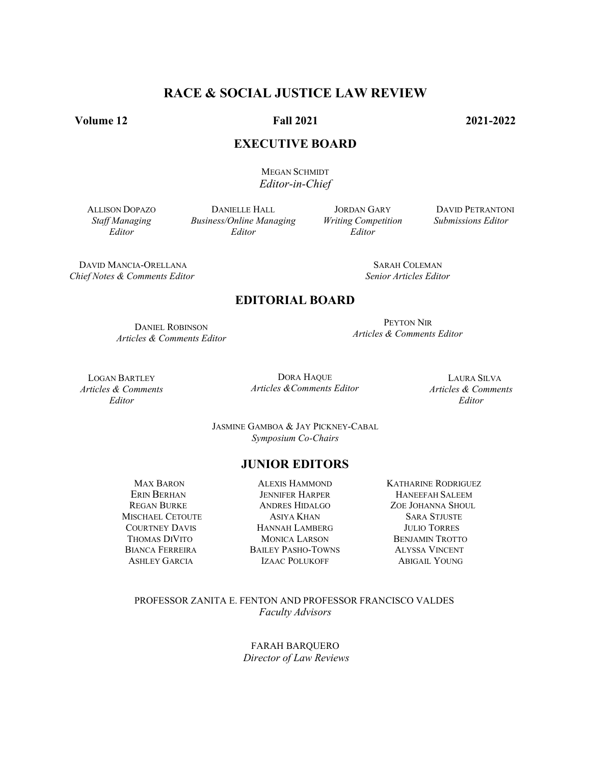# RACE & SOCIAL JUSTICE LAW REVIEW

**Volume 12** **Fall 2021** **2021-2022**

## EXECUTIVE BOARD

MEGAN SCHMIDT
*Editor-in-Chief*

ALLISON DOPAZO
*Staff Managing Editor*

DANIELLE HALL
*Business/Online Managing Editor*

JORDAN GARY
*Writing Competition Editor*

DAVID PETRANTONI
*Submissions Editor*

DAVID MANCIA-ORELLANA
*Chief Notes & Comments Editor*

SARAH COLEMAN
*Senior Articles Editor*

## EDITORIAL BOARD

DANIEL ROBINSON
*Articles & Comments Editor*

PEYTON NIR
*Articles & Comments Editor*

LOGAN BARTLEY
*Articles & Comments Editor*

DORA HAQUE
*Articles &Comments Editor*

LAURA SILVA
*Articles & Comments Editor*

JASMINE GAMBOA & JAY PICKNEY-CABAL
*Symposium Co-Chairs*

## JUNIOR EDITORS

MAX BARON
ERIN BERHAN
REGAN BURKE
MISCHAEL CETOUTE
COURTNEY DAVIS
THOMAS DIVITO
BIANCA FERREIRA
ASHLEY GARCIA
ALEXIS HAMMOND
JENNIFER HARPER
ANDRES HIDALGO
ASIYA KHAN
HANNAH LAMBERG
MONICA LARSON
BAILEY PASHO-TOWNS
IZAAC POLUKOFF
KATHARINE RODRIGUEZ
HANEEFAH SALEEM
ZOE JOHANNA SHOUL
SARA STJUSTE
JULIO TORRES
BENJAMIN TROTTO
ALYSSA VINCENT
ABIGAIL YOUNG

PROFESSOR ZANITA E. FENTON AND PROFESSOR FRANCISCO VALDES
*Faculty Advisors*

FARAH BARQUERO
*Director of Law Reviews*